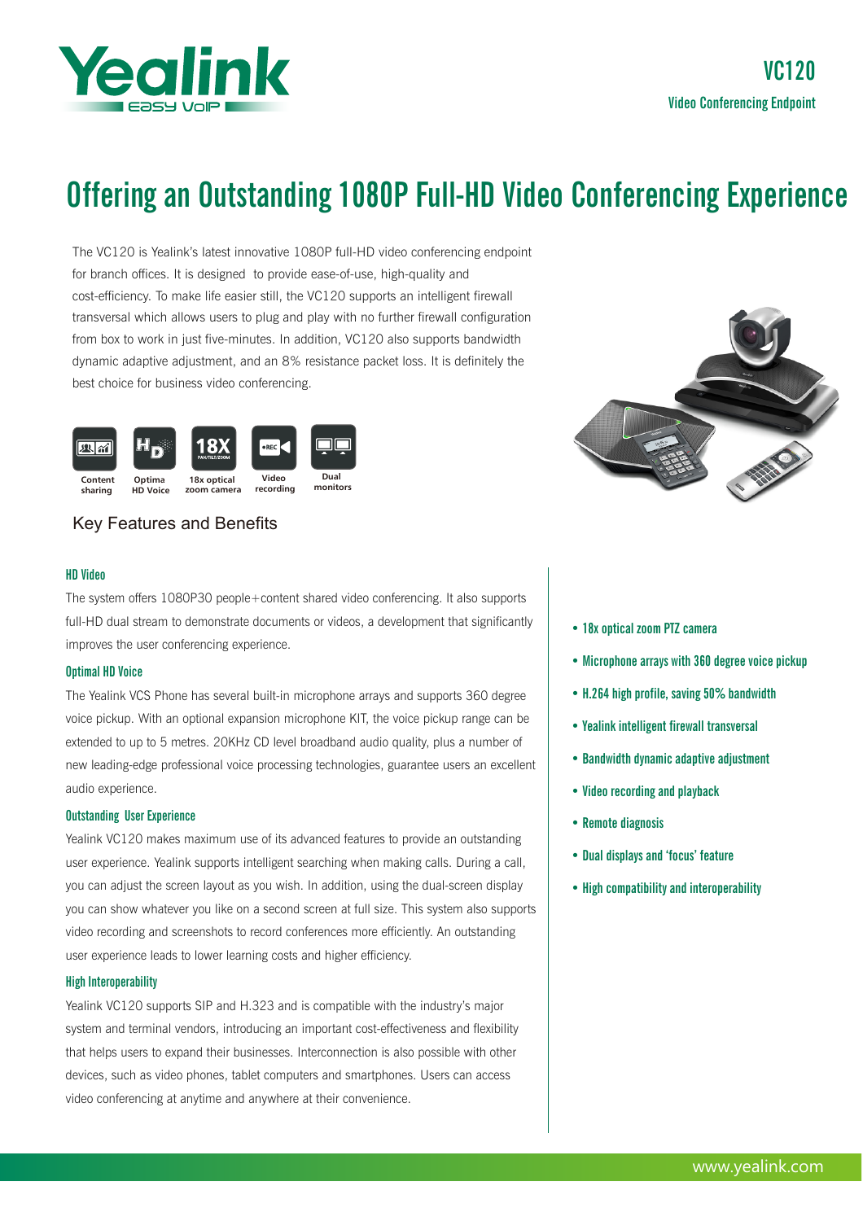# VC120

Video Conferencing Endpoint

# Offering an Outstanding 1080P Full-HD Video Conferencing Experience

The VC120 is Yealink's latest innovative 1080P full-HD video conferencing endpoint for branch offices. It is designed to provide ease-of-use, high-quality and cost-efficiency. To make life easier still, the VC120 supports an intelligent firewall transversal which allows users to plug and play with no further firewall configuration from box to work in just five-minutes. In addition, VC120 also supports bandwidth dynamic adaptive adjustment, and an 8% resistance packet loss. It is definitely the best choice for business video conferencing.

Content sharing | Optima HD Voice | 18x optical zoom camera | Video recording | Dual monitors

## Key Features and Benefits

### HD Video

The system offers 1080P30 people+content shared video conferencing. It also supports full-HD dual stream to demonstrate documents or videos, a development that significantly improves the user conferencing experience.

### Optimal HD Voice

The Yealink VCS Phone has several built-in microphone arrays and supports 360 degree voice pickup. With an optional expansion microphone KIT, the voice pickup range can be extended to up to 5 metres. 20KHz CD level broadband audio quality, plus a number of new leading-edge professional voice processing technologies, guarantee users an excellent audio experience.

### Outstanding User Experience

Yealink VC120 makes maximum use of its advanced features to provide an outstanding user experience. Yealink supports intelligent searching when making calls. During a call, you can adjust the screen layout as you wish. In addition, using the dual-screen display you can show whatever you like on a second screen at full size. This system also supports video recording and screenshots to record conferences more efficiently. An outstanding user experience leads to lower learning costs and higher efficiency.

### High Interoperability

Yealink VC120 supports SIP and H.323 and is compatible with the industry's major system and terminal vendors, introducing an important cost-effectiveness and flexibility that helps users to expand their businesses. Interconnection is also possible with other devices, such as video phones, tablet computers and smartphones. Users can access video conferencing at anytime and anywhere at their convenience.

- 18x optical zoom PTZ camera
- Microphone arrays with 360 degree voice pickup
- H.264 high profile, saving 50% bandwidth
- Yealink intelligent firewall transversal
- Bandwidth dynamic adaptive adjustment
- Video recording and playback
- Remote diagnosis
- Dual displays and 'focus' feature
- High compatibility and interoperability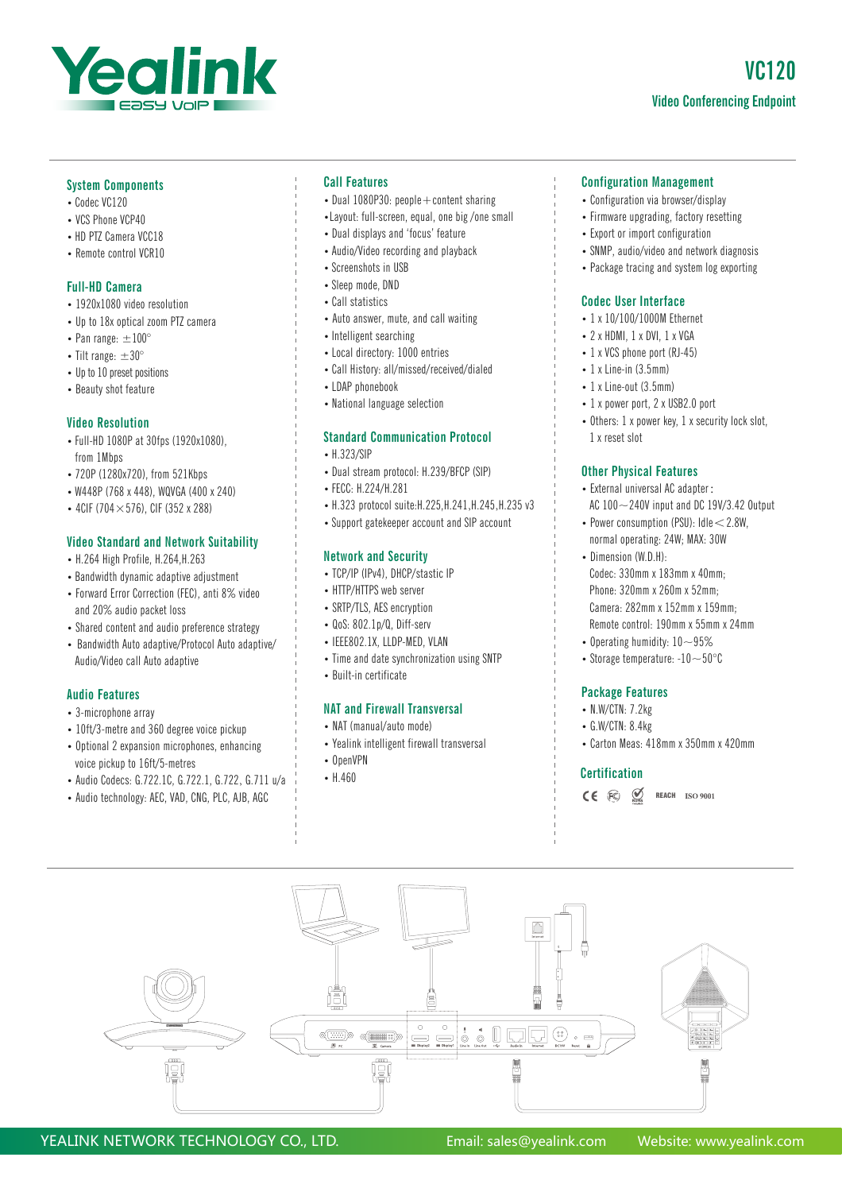# VC120

## Video Conferencing Endpoint

### System Components
- Codec VC120
- VCS Phone VCP40
- HD PTZ Camera VCC18
- Remote control VCR10

### Full-HD Camera
- 1920x1080 video resolution
- Up to 18x optical zoom PTZ camera
- Pan range: ±100°
- Tilt range: ±30°
- Up to 10 preset positions
- Beauty shot feature

### Video Resolution
- Full-HD 1080P at 30fps (1920x1080), from 1Mbps
- 720P (1280x720), from 521Kbps
- W448P (768 x 448), WQVGA (400 x 240)
- 4CIF (704×576), CIF (352 x 288)

### Video Standard and Network Suitability
- H.264 High Profile, H.264,H.263
- Bandwidth dynamic adaptive adjustment
- Forward Error Correction (FEC), anti 8% video and 20% audio packet loss
- Shared content and audio preference strategy
- Bandwidth Auto adaptive/Protocol Auto adaptive/ Audio/Video call Auto adaptive

### Audio Features
- 3-microphone array
- 10ft/3-metre and 360 degree voice pickup
- Optional 2 expansion microphones, enhancing voice pickup to 16ft/5-metres
- Audio Codecs: G.722.1C, G.722.1, G.722, G.711 u/a
- Audio technology: AEC, VAD, CNG, PLC, AJB, AGC

### Call Features
- Dual 1080P30: people+content sharing
- Layout: full-screen, equal, one big /one small
- Dual displays and 'focus' feature
- Audio/Video recording and playback
- Screenshots in USB
- Sleep mode, DND
- Call statistics
- Auto answer, mute, and call waiting
- Intelligent searching
- Local directory: 1000 entries
- Call History: all/missed/received/dialed
- LDAP phonebook
- National language selection

### Standard Communication Protocol
- H.323/SIP
- Dual stream protocol: H.239/BFCP (SIP)
- FECC: H.224/H.281
- H.323 protocol suite:H.225,H.241,H.245,H.235 v3
- Support gatekeeper account and SIP account

### Network and Security
- TCP/IP (IPv4), DHCP/static IP
- HTTP/HTTPS web server
- SRTP/TLS, AES encryption
- QoS: 802.1p/Q, Diff-serv
- IEEE802.1X, LLDP-MED, VLAN
- Time and date synchronization using SNTP
- Built-in certificate

### NAT and Firewall Transversal
- NAT (manual/auto mode)
- Yealink intelligent firewall transversal
- OpenVPN
- H.460

### Configuration Management
- Configuration via browser/display
- Firmware upgrading, factory resetting
- Export or import configuration
- SNMP, audio/video and network diagnosis
- Package tracing and system log exporting

### Codec User Interface
- 1 x 10/100/1000M Ethernet
- 2 x HDMI, 1 x DVI, 1 x VGA
- 1 x VCS phone port (RJ-45)
- 1 x Line-in (3.5mm)
- 1 x Line-out (3.5mm)
- 1 x power port, 2 x USB2.0 port
- Others: 1 x power key, 1 x security lock slot, 1 x reset slot

### Other Physical Features
- External universal AC adapter: AC 100～240V input and DC 19V/3.42 Output
- Power consumption (PSU): Idle<2.8W, normal operating: 24W; MAX: 30W
- Dimension (W.D.H): Codec: 330mm x 183mm x 40mm; Phone: 320mm x 260m x 52mm; Camera: 282mm x 152mm x 159mm; Remote control: 190mm x 55mm x 24mm
- Operating humidity: 10～95%
- Storage temperature: -10～50°C

### Package Features
- N.W/CTN: 7.2kg
- G.W/CTN: 8.4kg
- Carton Meas: 418mm x 350mm x 420mm

### Certification
CE FC REACH ISO 9001

YEALINK NETWORK TECHNOLOGY CO., LTD. Email: sales@yealink.com Website: www.yealink.com